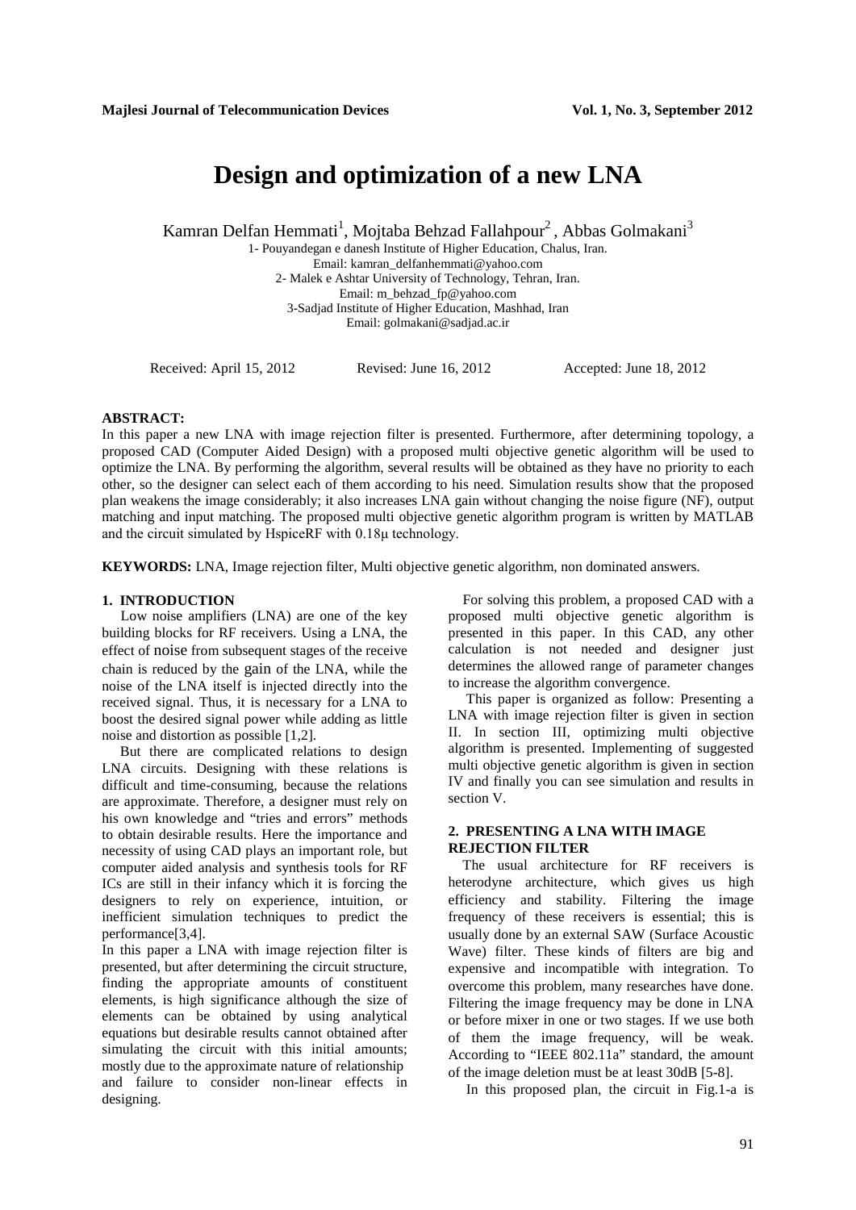# Design and optimization of a new LNA

Kamran Delfan Hemmati[1], Mojtaba Behzad Fallahpour[2] , Abbas Golmakani[3]

1- Pouyandegan e danesh Institute of Higher Education, Chalus, Iran.
Email: kamran_delfanhemmati@yahoo.com
2- Malek e Ashtar University of Technology, Tehran, Iran.
Email: m_behzad_fp@yahoo.com
3-Sadjad Institute of Higher Education, Mashhad, Iran
Email: golmakani@sadjad.ac.ir

Received: April 15, 2012 Revised: June 16, 2012 Accepted: June 18, 2012

**ABSTRACT:**

In this paper a new LNA with image rejection filter is presented. Furthermore, after determining topology, a proposed CAD (Computer Aided Design) with a proposed multi objective genetic algorithm will be used to optimize the LNA. By performing the algorithm, several results will be obtained as they have no priority to each other, so the designer can select each of them according to his need. Simulation results show that the proposed plan weakens the image considerably; it also increases LNA gain without changing the noise figure (NF), output matching and input matching. The proposed multi objective genetic algorithm program is written by MATLAB and the circuit simulated by HspiceRF with 0.18µ technology.

**KEYWORDS:** LNA, Image rejection filter, Multi objective genetic algorithm, non dominated answers.

## 1. INTRODUCTION

Low noise amplifiers (LNA) are one of the key building blocks for RF receivers. Using a LNA, the effect of noise from subsequent stages of the receive chain is reduced by the gain of the LNA, while the noise of the LNA itself is injected directly into the received signal. Thus, it is necessary for a LNA to boost the desired signal power while adding as little noise and distortion as possible [1,2].

But there are complicated relations to design LNA circuits. Designing with these relations is difficult and time-consuming, because the relations are approximate. Therefore, a designer must rely on his own knowledge and "tries and errors" methods to obtain desirable results. Here the importance and necessity of using CAD plays an important role, but computer aided analysis and synthesis tools for RF ICs are still in their infancy which it is forcing the designers to rely on experience, intuition, or inefficient simulation techniques to predict the performance[3,4].

In this paper a LNA with image rejection filter is presented, but after determining the circuit structure, finding the appropriate amounts of constituent elements, is high significance although the size of elements can be obtained by using analytical equations but desirable results cannot obtained after simulating the circuit with this initial amounts; mostly due to the approximate nature of relationship and failure to consider non-linear effects in designing.

For solving this problem, a proposed CAD with a proposed multi objective genetic algorithm is presented in this paper. In this CAD, any other calculation is not needed and designer just determines the allowed range of parameter changes to increase the algorithm convergence.

This paper is organized as follow: Presenting a LNA with image rejection filter is given in section II. In section III, optimizing multi objective algorithm is presented. Implementing of suggested multi objective genetic algorithm is given in section IV and finally you can see simulation and results in section V.

## 2. PRESENTING A LNA WITH IMAGE REJECTION FILTER

The usual architecture for RF receivers is heterodyne architecture, which gives us high efficiency and stability. Filtering the image frequency of these receivers is essential; this is usually done by an external SAW (Surface Acoustic Wave) filter. These kinds of filters are big and expensive and incompatible with integration. To overcome this problem, many researches have done. Filtering the image frequency may be done in LNA or before mixer in one or two stages. If we use both of them the image frequency, will be weak. According to "IEEE 802.11a" standard, the amount of the image deletion must be at least 30dB [5-8].

In this proposed plan, the circuit in Fig.1-a is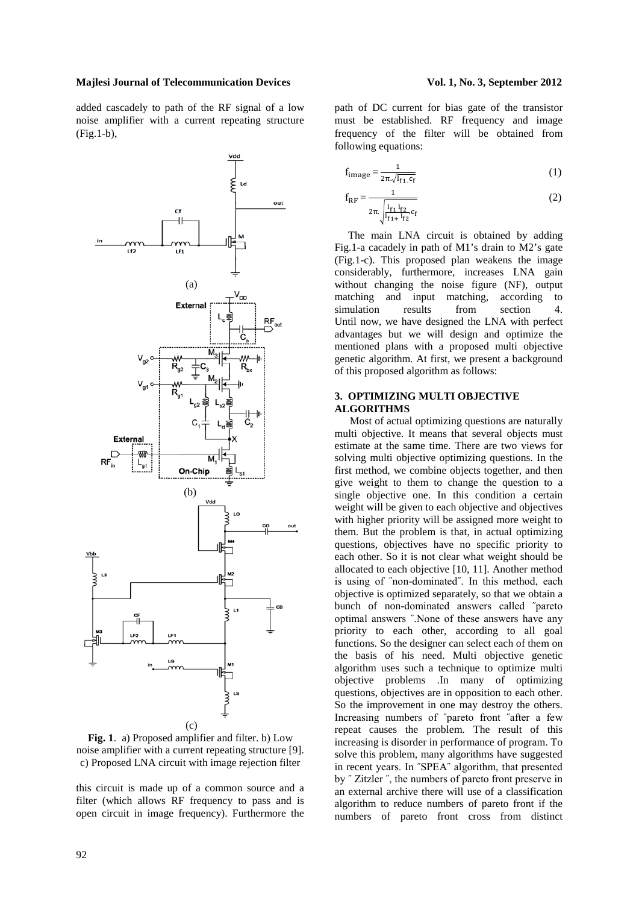added cascadely to path of the RF signal of a low noise amplifier with a current repeating structure (Fig.1-b),

(a)

(b)

(c)

**Fig. 1**. a) Proposed amplifier and filter. b) Low noise amplifier with a current repeating structure [9]. c) Proposed LNA circuit with image rejection filter

this circuit is made up of a common source and a filter (which allows RF frequency to pass and is open circuit in image frequency). Furthermore the path of DC current for bias gate of the transistor must be established. RF frequency and image frequency of the filter will be obtained from following equations:

$$f_{image} = \frac{1}{2\pi.\sqrt{l_{f1}.c_f}} \quad (1)$$

$$f_{RF} = \frac{1}{2\pi.\sqrt{\frac{l_{f1}\,l_{f2}}{l_{f1}+\,l_{f2}}.c_f}} \quad (2)$$

The main LNA circuit is obtained by adding Fig.1-a cacadely in path of M1's drain to M2's gate (Fig.1-c). This proposed plan weakens the image considerably, furthermore, increases LNA gain without changing the noise figure (NF), output matching and input matching, according to simulation results from section 4. Until now, we have designed the LNA with perfect advantages but we will design and optimize the mentioned plans with a proposed multi objective genetic algorithm. At first, we present a background of this proposed algorithm as follows:

## 3. OPTIMIZING MULTI OBJECTIVE ALGORITHMS

Most of actual optimizing questions are naturally multi objective. It means that several objects must estimate at the same time. There are two views for solving multi objective optimizing questions. In the first method, we combine objects together, and then give weight to them to change the question to a single objective one. In this condition a certain weight will be given to each objective and objectives with higher priority will be assigned more weight to them. But the problem is that, in actual optimizing questions, objectives have no specific priority to each other. So it is not clear what weight should be allocated to each objective [10, 11]. Another method is using of ˝non-dominated˝. In this method, each objective is optimized separately, so that we obtain a bunch of non-dominated answers called ˝pareto optimal answers ˝.None of these answers have any priority to each other, according to all goal functions. So the designer can select each of them on the basis of his need. Multi objective genetic algorithm uses such a technique to optimize multi objective problems .In many of optimizing questions, objectives are in opposition to each other. So the improvement in one may destroy the others. Increasing numbers of ˝pareto front ˝after a few repeat causes the problem. The result of this increasing is disorder in performance of program. To solve this problem, many algorithms have suggested in recent years. In ˝SPEA˝ algorithm, that presented by ˝ Zitzler ˝, the numbers of pareto front preserve in an external archive there will use of a classification algorithm to reduce numbers of pareto front if the numbers of pareto front cross from distinct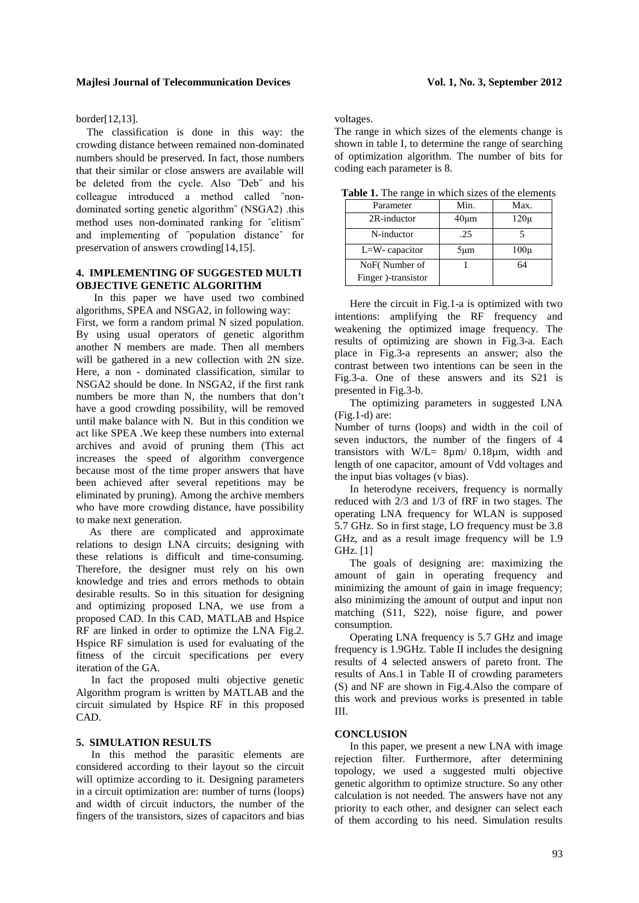border[12,13].

The classification is done in this way: the crowding distance between remained non-dominated numbers should be preserved. In fact, those numbers that their similar or close answers are available will be deleted from the cycle. Also ˝Deb˝ and his colleague introduced a method called ˝non-dominated sorting genetic algorithm˝ (NSGA2) .this method uses non-dominated ranking for ˝elitism˝ and implementing of ˝population distance˝ for preservation of answers crowding[14,15].

## 4. IMPLEMENTING OF SUGGESTED MULTI OBJECTIVE GENETIC ALGORITHM

In this paper we have used two combined algorithms, SPEA and NSGA2, in following way: First, we form a random primal N sized population. By using usual operators of genetic algorithm another N members are made. Then all members will be gathered in a new collection with 2N size. Here, a non - dominated classification, similar to NSGA2 should be done. In NSGA2, if the first rank numbers be more than N, the numbers that don't have a good crowding possibility, will be removed until make balance with N. But in this condition we act like SPEA .We keep these numbers into external archives and avoid of pruning them (This act increases the speed of algorithm convergence because most of the time proper answers that have been achieved after several repetitions may be eliminated by pruning). Among the archive members who have more crowding distance, have possibility to make next generation.

As there are complicated and approximate relations to design LNA circuits; designing with these relations is difficult and time-consuming. Therefore, the designer must rely on his own knowledge and tries and errors methods to obtain desirable results. So in this situation for designing and optimizing proposed LNA, we use from a proposed CAD. In this CAD, MATLAB and Hspice RF are linked in order to optimize the LNA Fig.2. Hspice RF simulation is used for evaluating of the fitness of the circuit specifications per every iteration of the GA.

In fact the proposed multi objective genetic Algorithm program is written by MATLAB and the circuit simulated by Hspice RF in this proposed CAD.

## 5. SIMULATION RESULTS

In this method the parasitic elements are considered according to their layout so the circuit will optimize according to it. Designing parameters in a circuit optimization are: number of turns (loops) and width of circuit inductors, the number of the fingers of the transistors, sizes of capacitors and bias voltages.

The range in which sizes of the elements change is shown in table I, to determine the range of searching of optimization algorithm. The number of bits for coding each parameter is 8.

**Table 1.** The range in which sizes of the elements

| Parameter | Min. | Max. |
|---|---|---|
| 2R-inductor | 40μm | 120μ |
| N-inductor | .25 | 5 |
| L=W- capacitor | 5μm | 100μ |
| NoF( Number of Finger )-transistor | 1 | 64 |

Here the circuit in Fig.1-a is optimized with two intentions: amplifying the RF frequency and weakening the optimized image frequency. The results of optimizing are shown in Fig.3-a. Each place in Fig.3-a represents an answer; also the contrast between two intentions can be seen in the Fig.3-a. One of these answers and its S21 is presented in Fig.3-b.

The optimizing parameters in suggested LNA (Fig.1-d) are:

Number of turns (loops) and width in the coil of seven inductors, the number of the fingers of 4 transistors with W/L= 8μm/ 0.18μm, width and length of one capacitor, amount of Vdd voltages and the input bias voltages (v bias).

In heterodyne receivers, frequency is normally reduced with 2/3 and 1/3 of fRF in two stages. The operating LNA frequency for WLAN is supposed 5.7 GHz. So in first stage, LO frequency must be 3.8 GHz, and as a result image frequency will be 1.9 GHz. [1]

The goals of designing are: maximizing the amount of gain in operating frequency and minimizing the amount of gain in image frequency; also minimizing the amount of output and input non matching (S11, S22), noise figure, and power consumption.

Operating LNA frequency is 5.7 GHz and image frequency is 1.9GHz. Table II includes the designing results of 4 selected answers of pareto front. The results of Ans.1 in Table II of crowding parameters (S) and NF are shown in Fig.4.Also the compare of this work and previous works is presented in table III.

## CONCLUSION

In this paper, we present a new LNA with image rejection filter. Furthermore, after determining topology, we used a suggested multi objective genetic algorithm to optimize structure. So any other calculation is not needed. The answers have not any priority to each other, and designer can select each of them according to his need. Simulation results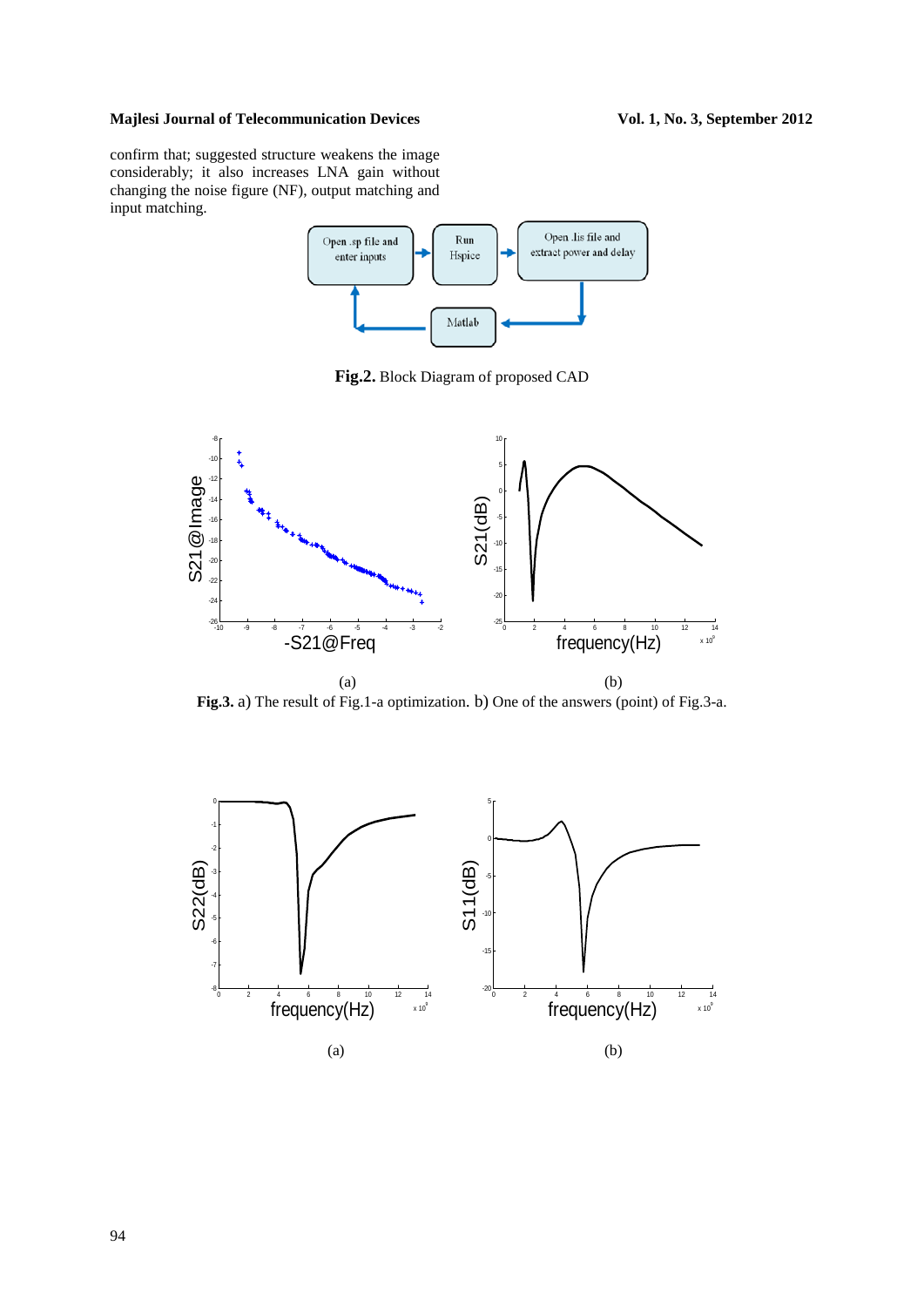confirm that; suggested structure weakens the image considerably; it also increases LNA gain without changing the noise figure (NF), output matching and input matching.

**Fig.2.** Block Diagram of proposed CAD

**Fig.3.** a) The result of Fig.1-a optimization. b) One of the answers (point) of Fig.3-a.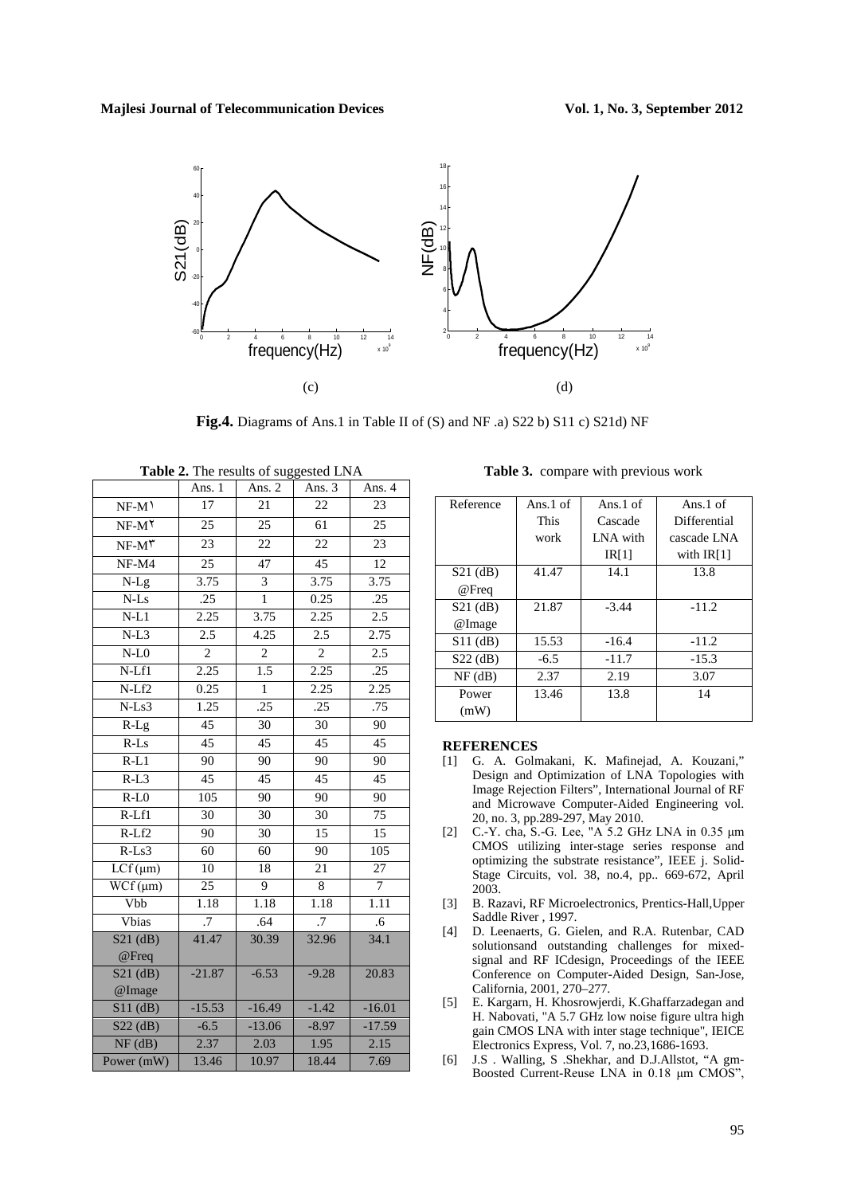(c)

(d)

**Fig.4.** Diagrams of Ans.1 in Table II of (S) and NF .a) S22 b) S11 c) S21d) NF

**Table 2.** The results of suggested LNA

| | Ans. 1 | Ans. 2 | Ans. 3 | Ans. 4 |
|---|---|---|---|---|
| NF-M١ | 17 | 21 | 22 | 23 |
| NF-M٢ | 25 | 25 | 61 | 25 |
| NF-M٣ | 23 | 22 | 22 | 23 |
| NF-M4 | 25 | 47 | 45 | 12 |
| N-Lg | 3.75 | 3 | 3.75 | 3.75 |
| N-Ls | .25 | 1 | 0.25 | .25 |
| N-L1 | 2.25 | 3.75 | 2.25 | 2.5 |
| N-L3 | 2.5 | 4.25 | 2.5 | 2.75 |
| N-L0 | 2 | 2 | 2 | 2.5 |
| N-Lf1 | 2.25 | 1.5 | 2.25 | .25 |
| N-Lf2 | 0.25 | 1 | 2.25 | 2.25 |
| N-Ls3 | 1.25 | .25 | .25 | .75 |
| R-Lg | 45 | 30 | 30 | 90 |
| R-Ls | 45 | 45 | 45 | 45 |
| R-L1 | 90 | 90 | 90 | 90 |
| R-L3 | 45 | 45 | 45 | 45 |
| R-L0 | 105 | 90 | 90 | 90 |
| R-Lf1 | 30 | 30 | 30 | 75 |
| R-Lf2 | 90 | 30 | 15 | 15 |
| R-Ls3 | 60 | 60 | 90 | 105 |
| LCf (μm) | 10 | 18 | 21 | 27 |
| WCf (μm) | 25 | 9 | 8 | 7 |
| Vbb | 1.18 | 1.18 | 1.18 | 1.11 |
| Vbias | .7 | .64 | .7 | .6 |
| S21 (dB) @Freq | 41.47 | 30.39 | 32.96 | 34.1 |
| S21 (dB) @Image | -21.87 | -6.53 | -9.28 | 20.83 |
| S11 (dB) | -15.53 | -16.49 | -1.42 | -16.01 |
| S22 (dB) | -6.5 | -13.06 | -8.97 | -17.59 |
| NF (dB) | 2.37 | 2.03 | 1.95 | 2.15 |
| Power (mW) | 13.46 | 10.97 | 18.44 | 7.69 |

**Table 3.** compare with previous work

| Reference | Ans.1 of This work | Ans.1 of Cascade LNA with IR[1] | Ans.1 of Differential cascade LNA with IR[1] |
|---|---|---|---|
| S21 (dB) @Freq | 41.47 | 14.1 | 13.8 |
| S21 (dB) @Image | 21.87 | -3.44 | -11.2 |
| S11 (dB) | 15.53 | -16.4 | -11.2 |
| S22 (dB) | -6.5 | -11.7 | -15.3 |
| NF (dB) | 2.37 | 2.19 | 3.07 |
| Power (mW) | 13.46 | 13.8 | 14 |

## REFERENCES

[1] G. A. Golmakani, K. Mafinejad, A. Kouzani," Design and Optimization of LNA Topologies with Image Rejection Filters", International Journal of RF and Microwave Computer-Aided Engineering vol. 20, no. 3, pp.289-297, May 2010.

[2] C.-Y. cha, S.-G. Lee, "A 5.2 GHz LNA in 0.35 μm CMOS utilizing inter-stage series response and optimizing the substrate resistance", IEEE j. Solid-Stage Circuits, vol. 38, no.4, pp.. 669-672, April 2003.

[3] B. Razavi, RF Microelectronics, Prentics-Hall,Upper Saddle River , 1997.

[4] D. Leenaerts, G. Gielen, and R.A. Rutenbar, CAD solutionsand outstanding challenges for mixed-signal and RF ICdesign, Proceedings of the IEEE Conference on Computer-Aided Design, San-Jose, California, 2001, 270–277.

[5] E. Kargarn, H. Khosrowjerdi, K.Ghaffarzadegan and H. Nabovati, "A 5.7 GHz low noise figure ultra high gain CMOS LNA with inter stage technique", IEICE Electronics Express, Vol. 7, no.23,1686-1693.

[6] J.S . Walling, S .Shekhar, and D.J.Allstot, "A gm-Boosted Current-Reuse LNA in 0.18 μm CMOS",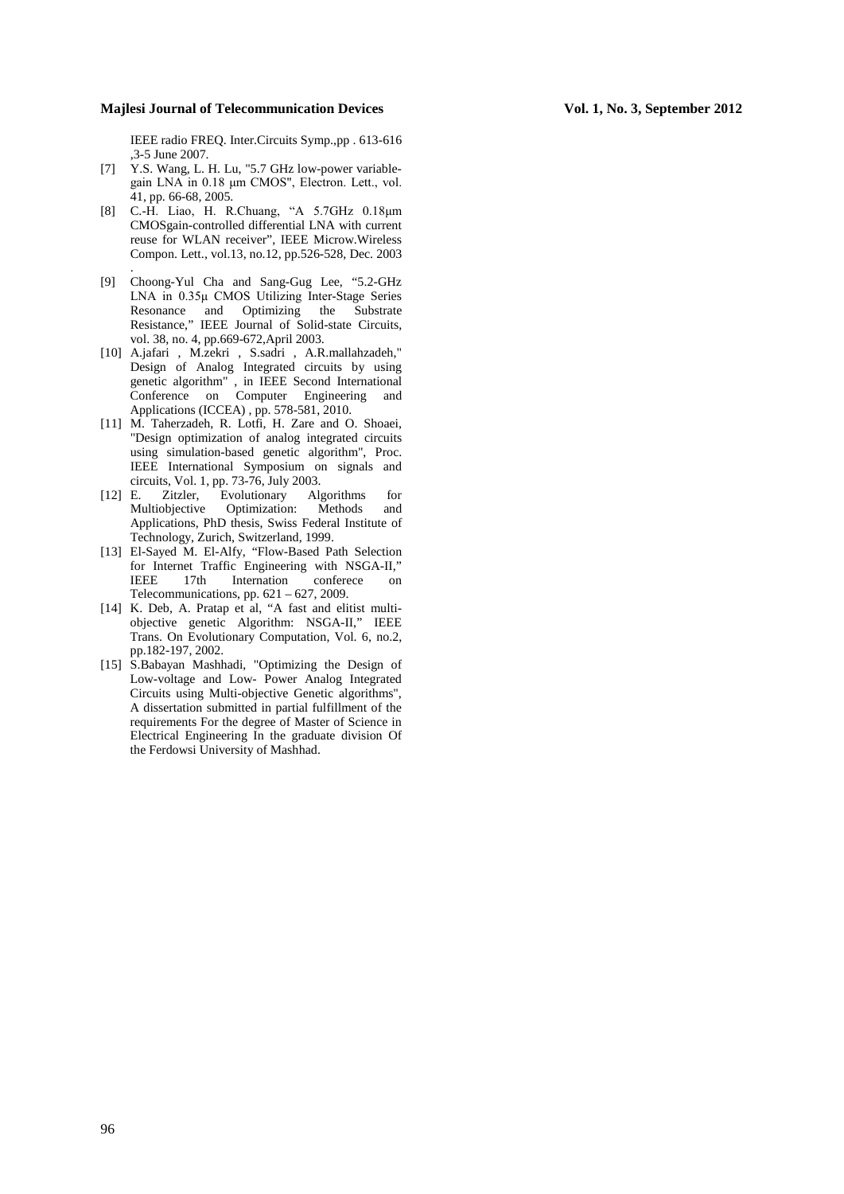IEEE radio FREQ. Inter.Circuits Symp.,pp . 613-616 ,3-5 June 2007.

[7] Y.S. Wang, L. H. Lu, "5.7 GHz low-power variable-gain LNA in 0.18 µm CMOS", Electron. Lett., vol. 41, pp. 66-68, 2005.

[8] C.-H. Liao, H. R.Chuang, "A 5.7GHz 0.18µm CMOSgain-controlled differential LNA with current reuse for WLAN receiver", IEEE Microw.Wireless Compon. Lett., vol.13, no.12, pp.526-528, Dec. 2003 .

[9] Choong-Yul Cha and Sang-Gug Lee, "5.2-GHz LNA in 0.35µ CMOS Utilizing Inter-Stage Series Resonance and Optimizing the Substrate Resistance," IEEE Journal of Solid-state Circuits, vol. 38, no. 4, pp.669-672,April 2003.

[10] A.jafari , M.zekri , S.sadri , A.R.mallahzadeh," Design of Analog Integrated circuits by using genetic algorithm" , in IEEE Second International Conference on Computer Engineering and Applications (ICCEA) , pp. 578-581, 2010.

[11] M. Taherzadeh, R. Lotfi, H. Zare and O. Shoaei, "Design optimization of analog integrated circuits using simulation-based genetic algorithm", Proc. IEEE International Symposium on signals and circuits, Vol. 1, pp. 73-76, July 2003.

[12] E. Zitzler, Evolutionary Algorithms for Multiobjective Optimization: Methods and Applications, PhD thesis, Swiss Federal Institute of Technology, Zurich, Switzerland, 1999.

[13] El-Sayed M. El-Alfy, "Flow-Based Path Selection for Internet Traffic Engineering with NSGA-II," IEEE 17th Internation conferece on Telecommunications, pp. 621 – 627, 2009.

[14] K. Deb, A. Pratap et al, "A fast and elitist multi-objective genetic Algorithm: NSGA-II," IEEE Trans. On Evolutionary Computation, Vol. 6, no.2, pp.182-197, 2002.

[15] S.Babayan Mashhadi, "Optimizing the Design of Low-voltage and Low- Power Analog Integrated Circuits using Multi-objective Genetic algorithms", A dissertation submitted in partial fulfillment of the requirements For the degree of Master of Science in Electrical Engineering In the graduate division Of the Ferdowsi University of Mashhad.